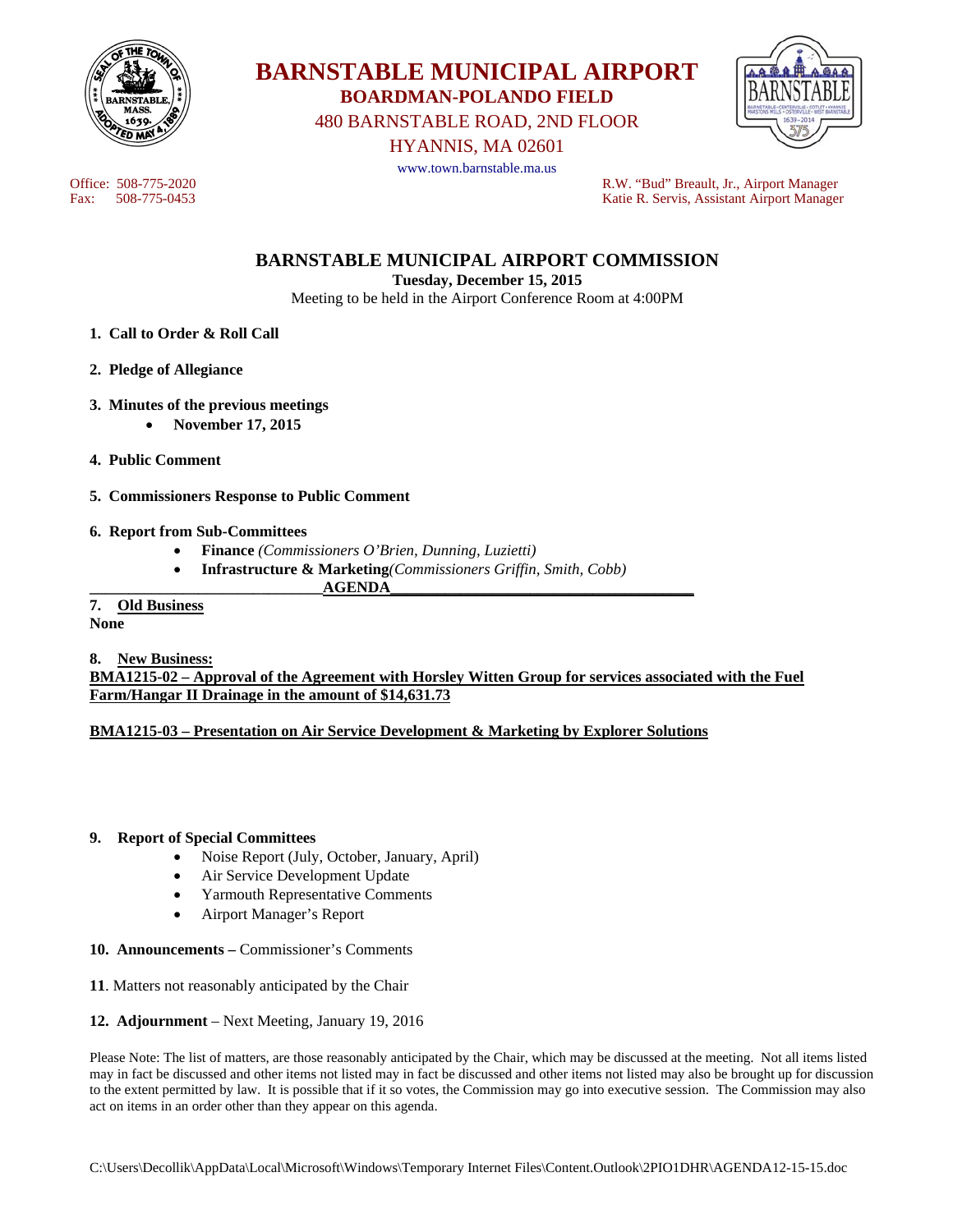# BARNSTABLE MUNICIPAL AIRPORT

## BOARDMAN-POLANDO FIELD

480 BARNSTABLE ROAD, 2ND FLOOR
HYANNIS, MA 02601
www.town.barnstable.ma.us

Office: 508-775-2020
Fax: 508-775-0453

R.W. "Bud" Breault, Jr., Airport Manager
Katie R. Servis, Assistant Airport Manager

## BARNSTABLE MUNICIPAL AIRPORT COMMISSION

**Tuesday, December 15, 2015**
Meeting to be held in the Airport Conference Room at 4:00PM

1. **Call to Order & Roll Call**

2. **Pledge of Allegiance**

3. **Minutes of the previous meetings**
   - **November 17, 2015**

4. **Public Comment**

5. **Commissioners Response to Public Comment**

6. **Report from Sub-Committees**
   - **Finance** *(Commissioners O'Brien, Dunning, Luzietti)*
   - **Infrastructure & Marketing** *(Commissioners Griffin, Smith, Cobb)*

**AGENDA**

**7. Old Business**
**None**

**8. New Business:**

**BMA1215-02 – Approval of the Agreement with Horsley Witten Group for services associated with the Fuel Farm/Hangar II Drainage in the amount of $14,631.73**

**BMA1215-03 – Presentation on Air Service Development & Marketing by Explorer Solutions**

**9. Report of Special Committees**
   - Noise Report (July, October, January, April)
   - Air Service Development Update
   - Yarmouth Representative Comments
   - Airport Manager's Report

**10. Announcements –** Commissioner's Comments

**11**. Matters not reasonably anticipated by the Chair

**12. Adjournment** – Next Meeting, January 19, 2016

Please Note: The list of matters, are those reasonably anticipated by the Chair, which may be discussed at the meeting. Not all items listed may in fact be discussed and other items not listed may in fact be discussed and other items not listed may also be brought up for discussion to the extent permitted by law. It is possible that if it so votes, the Commission may go into executive session. The Commission may also act on items in an order other than they appear on this agenda.

C:\Users\Decollik\AppData\Local\Microsoft\Windows\Temporary Internet Files\Content.Outlook\2PIO1DHR\AGENDA12-15-15.doc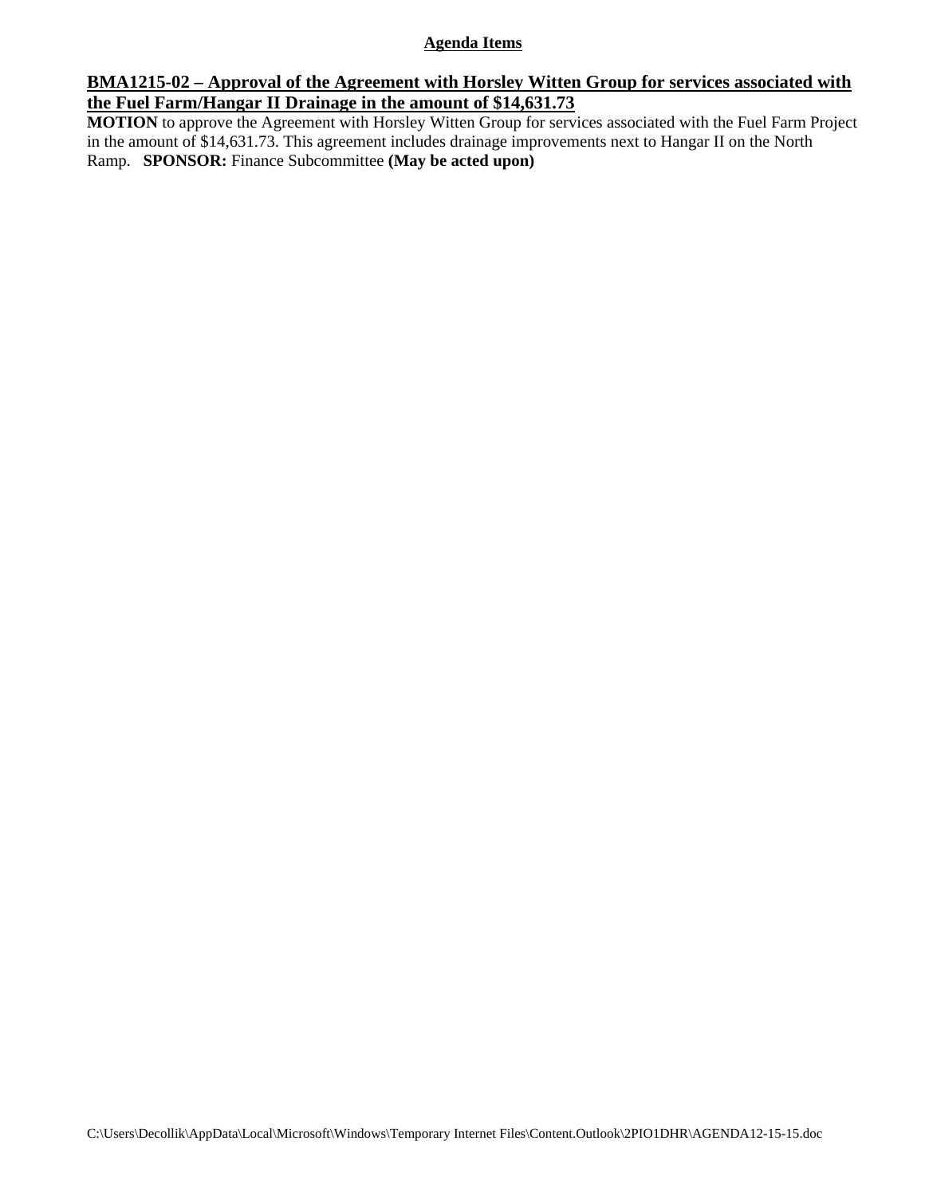**Agenda Items**

**BMA1215-02 – Approval of the Agreement with Horsley Witten Group for services associated with the Fuel Farm/Hangar II Drainage in the amount of $14,631.73**

**MOTION** to approve the Agreement with Horsley Witten Group for services associated with the Fuel Farm Project in the amount of $14,631.73. This agreement includes drainage improvements next to Hangar II on the North Ramp. **SPONSOR:** Finance Subcommittee **(May be acted upon)**